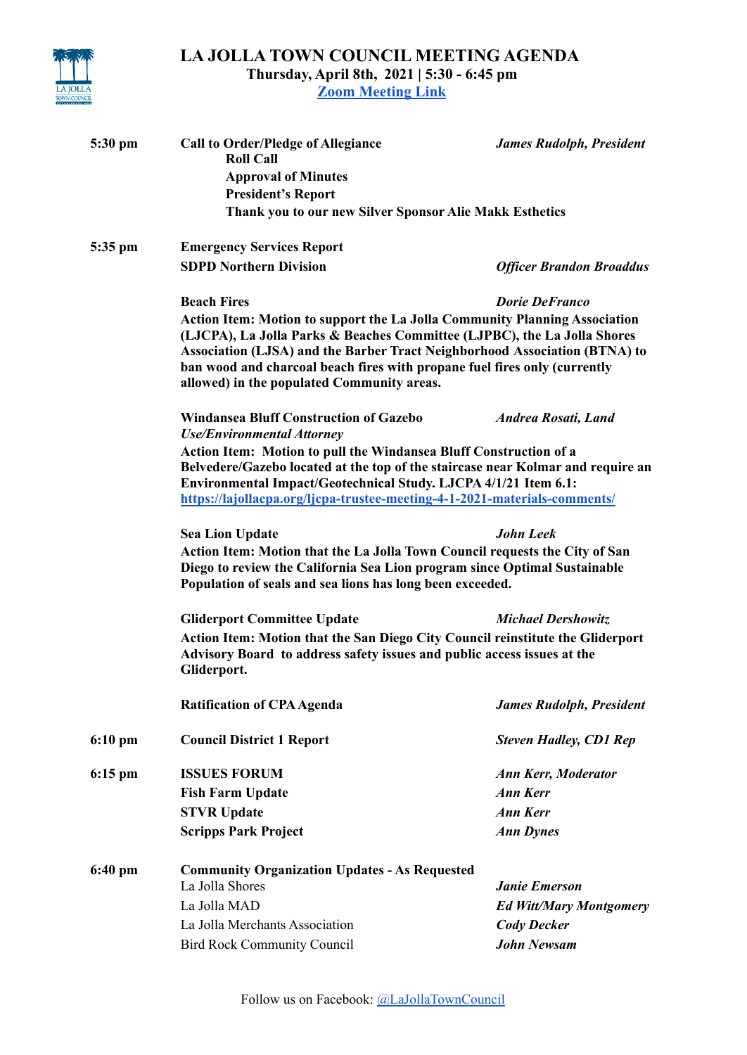# LA JOLLA TOWN COUNCIL MEETING AGENDA

**Thursday, April 8th, 2021 | 5:30 - 6:45 pm**

[Zoom Meeting Link]

**5:30 pm** — **Call to Order/Pledge of Allegiance** — ***James Rudolph, President***

- **Roll Call**
- **Approval of Minutes**
- **President's Report**
- **Thank you to our new Silver Sponsor Alie Makk Esthetics**

**5:35 pm** — **Emergency Services Report**

**SDPD Northern Division** — ***Officer Brandon Broaddus***

**Beach Fires** — ***Dorie DeFranco***

**Action Item: Motion to support the La Jolla Community Planning Association (LJCPA), La Jolla Parks & Beaches Committee (LJPBC), the La Jolla Shores Association (LJSA) and the Barber Tract Neighborhood Association (BTNA) to ban wood and charcoal beach fires with propane fuel fires only (currently allowed) in the populated Community areas.**

**Windansea Bluff Construction of Gazebo** — ***Andrea Rosati, Land Use/Environmental Attorney***

**Action Item: Motion to pull the Windansea Bluff Construction of a Belvedere/Gazebo located at the top of the staircase near Kolmar and require an Environmental Impact/Geotechnical Study. LJCPA 4/1/21 Item 6.1:** https://lajollacpa.org/ljcpa-trustee-meeting-4-1-2021-materials-comments/

**Sea Lion Update** — ***John Leek***

**Action Item: Motion that the La Jolla Town Council requests the City of San Diego to review the California Sea Lion program since Optimal Sustainable Population of seals and sea lions has long been exceeded.**

**Gliderport Committee Update** — ***Michael Dershowitz***

**Action Item: Motion that the San Diego City Council reinstitute the Gliderport Advisory Board to address safety issues and public access issues at the Gliderport.**

**Ratification of CPA Agenda** — ***James Rudolph, President***

**6:10 pm** — **Council District 1 Report** — ***Steven Hadley, CD1 Rep***

**6:15 pm** — **ISSUES FORUM** — ***Ann Kerr, Moderator***

- **Fish Farm Update** — ***Ann Kerr***
- **STVR Update** — ***Ann Kerr***
- **Scripps Park Project** — ***Ann Dynes***

**6:40 pm** — **Community Organization Updates - As Requested**

- La Jolla Shores — ***Janie Emerson***
- La Jolla MAD — ***Ed Witt/Mary Montgomery***
- La Jolla Merchants Association — ***Cody Decker***
- Bird Rock Community Council — ***John Newsam***

Follow us on Facebook: @LaJollaTownCouncil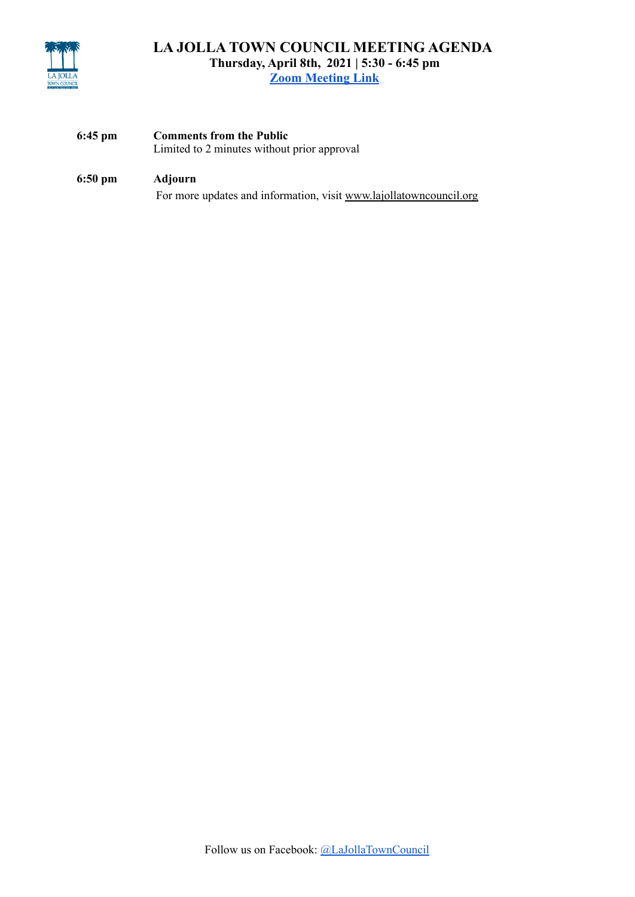# LA JOLLA TOWN COUNCIL MEETING AGENDA

**Thursday, April 8th, 2021 | 5:30 - 6:45 pm**

**Zoom Meeting Link**

**6:45 pm** **Comments from the Public**
Limited to 2 minutes without prior approval

**6:50 pm** **Adjourn**
For more updates and information, visit www.lajollatowncouncil.org

Follow us on Facebook: @LaJollaTownCouncil